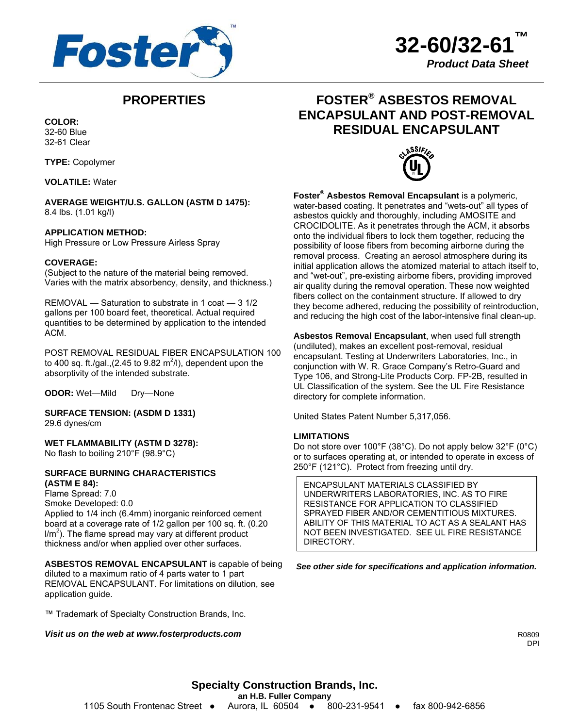# 32-60/32-61™

*Product Data Sheet*

## PROPERTIES

**COLOR:**
32-60 Blue
32-61 Clear

**TYPE:** Copolymer

**VOLATILE:** Water

**AVERAGE WEIGHT/U.S. GALLON (ASTM D 1475):**
8.4 lbs. (1.01 kg/l)

**APPLICATION METHOD:**
High Pressure or Low Pressure Airless Spray

**COVERAGE:**
(Subject to the nature of the material being removed. Varies with the matrix absorbency, density, and thickness.)

REMOVAL — Saturation to substrate in 1 coat — 3 1/2 gallons per 100 board feet, theoretical. Actual required quantities to be determined by application to the intended ACM.

POST REMOVAL RESIDUAL FIBER ENCAPSULATION 100 to 400 sq. ft./gal.,(2.45 to 9.82 $m^2$/l), dependent upon the absorptivity of the intended substrate.

**ODOR:** Wet—Mild Dry—None

**SURFACE TENSION: (ASDM D 1331)**
29.6 dynes/cm

**WET FLAMMABILITY (ASTM D 3278):**
No flash to boiling 210°F (98.9°C)

**SURFACE BURNING CHARACTERISTICS (ASTM E 84):**
Flame Spread: 7.0
Smoke Developed: 0.0
Applied to 1/4 inch (6.4mm) inorganic reinforced cement board at a coverage rate of 1/2 gallon per 100 sq. ft. (0.20 l/$m^2$). The flame spread may vary at different product thickness and/or when applied over other surfaces.

**ASBESTOS REMOVAL ENCAPSULANT** is capable of being diluted to a maximum ratio of 4 parts water to 1 part REMOVAL ENCAPSULANT. For limitations on dilution, see application guide.

™ Trademark of Specialty Construction Brands, Inc.

***Visit us on the web at www.fosterproducts.com***

## FOSTER® ASBESTOS REMOVAL ENCAPSULANT AND POST-REMOVAL RESIDUAL ENCAPSULANT

**Foster® Asbestos Removal Encapsulant** is a polymeric, water-based coating. It penetrates and "wets-out" all types of asbestos quickly and thoroughly, including AMOSITE and CROCIDOLITE. As it penetrates through the ACM, it absorbs onto the individual fibers to lock them together, reducing the possibility of loose fibers from becoming airborne during the removal process. Creating an aerosol atmosphere during its initial application allows the atomized material to attach itself to, and "wet-out", pre-existing airborne fibers, providing improved air quality during the removal operation. These now weighted fibers collect on the containment structure. If allowed to dry they become adhered, reducing the possibility of reintroduction, and reducing the high cost of the labor-intensive final clean-up.

**Asbestos Removal Encapsulant**, when used full strength (undiluted), makes an excellent post-removal, residual encapsulant. Testing at Underwriters Laboratories, Inc., in conjunction with W. R. Grace Company's Retro-Guard and Type 106, and Strong-Lite Products Corp. FP-2B, resulted in UL Classification of the system. See the UL Fire Resistance directory for complete information.

United States Patent Number 5,317,056.

**LIMITATIONS**
Do not store over 100°F (38°C). Do not apply below 32°F (0°C) or to surfaces operating at, or intended to operate in excess of 250°F (121°C). Protect from freezing until dry.

ENCAPSULANT MATERIALS CLASSIFIED BY UNDERWRITERS LABORATORIES, INC. AS TO FIRE RESISTANCE FOR APPLICATION TO CLASSIFIED SPRAYED FIBER AND/OR CEMENTITIOUS MIXTURES. ABILITY OF THIS MATERIAL TO ACT AS A SEALANT HAS NOT BEEN INVESTIGATED. SEE UL FIRE RESISTANCE DIRECTORY.

***See other side for specifications and application information.***

R0809
DPI

**Specialty Construction Brands, Inc.**
**an H.B. Fuller Company**
1105 South Frontenac Street ● Aurora, IL 60504 ● 800-231-9541 ● fax 800-942-6856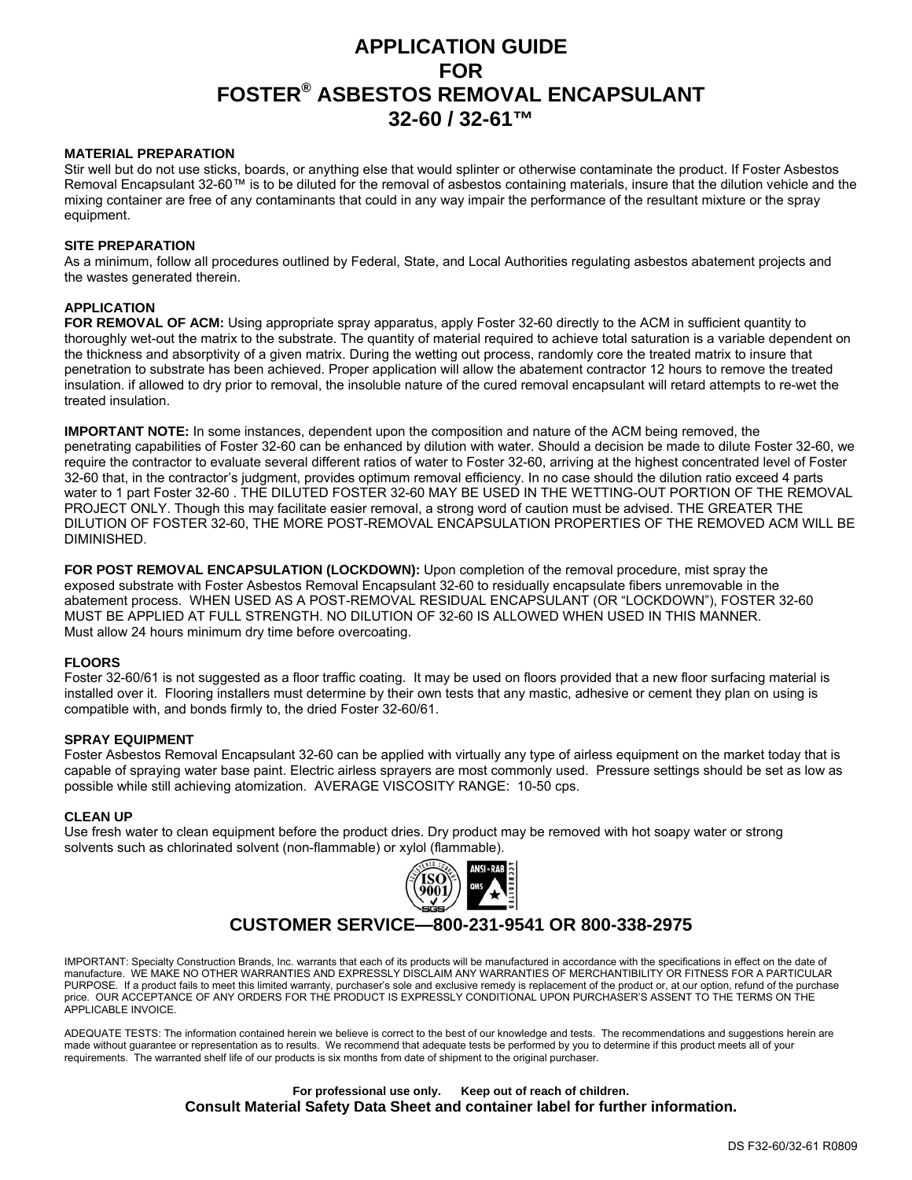# APPLICATION GUIDE FOR FOSTER® ASBESTOS REMOVAL ENCAPSULANT 32-60 / 32-61™

**MATERIAL PREPARATION**

Stir well but do not use sticks, boards, or anything else that would splinter or otherwise contaminate the product. If Foster Asbestos Removal Encapsulant 32-60™ is to be diluted for the removal of asbestos containing materials, insure that the dilution vehicle and the mixing container are free of any contaminants that could in any way impair the performance of the resultant mixture or the spray equipment.

**SITE PREPARATION**

As a minimum, follow all procedures outlined by Federal, State, and Local Authorities regulating asbestos abatement projects and the wastes generated therein.

**APPLICATION**

**FOR REMOVAL OF ACM:** Using appropriate spray apparatus, apply Foster 32-60 directly to the ACM in sufficient quantity to thoroughly wet-out the matrix to the substrate. The quantity of material required to achieve total saturation is a variable dependent on the thickness and absorptivity of a given matrix. During the wetting out process, randomly core the treated matrix to insure that penetration to substrate has been achieved. Proper application will allow the abatement contractor 12 hours to remove the treated insulation. if allowed to dry prior to removal, the insoluble nature of the cured removal encapsulant will retard attempts to re-wet the treated insulation.

**IMPORTANT NOTE:** In some instances, dependent upon the composition and nature of the ACM being removed, the penetrating capabilities of Foster 32-60 can be enhanced by dilution with water. Should a decision be made to dilute Foster 32-60, we require the contractor to evaluate several different ratios of water to Foster 32-60, arriving at the highest concentrated level of Foster 32-60 that, in the contractor's judgment, provides optimum removal efficiency. In no case should the dilution ratio exceed 4 parts water to 1 part Foster 32-60 . THE DILUTED FOSTER 32-60 MAY BE USED IN THE WETTING-OUT PORTION OF THE REMOVAL PROJECT ONLY. Though this may facilitate easier removal, a strong word of caution must be advised. THE GREATER THE DILUTION OF FOSTER 32-60, THE MORE POST-REMOVAL ENCAPSULATION PROPERTIES OF THE REMOVED ACM WILL BE DIMINISHED.

**FOR POST REMOVAL ENCAPSULATION (LOCKDOWN):** Upon completion of the removal procedure, mist spray the exposed substrate with Foster Asbestos Removal Encapsulant 32-60 to residually encapsulate fibers unremovable in the abatement process. WHEN USED AS A POST-REMOVAL RESIDUAL ENCAPSULANT (OR "LOCKDOWN"), FOSTER 32-60 MUST BE APPLIED AT FULL STRENGTH. NO DILUTION OF 32-60 IS ALLOWED WHEN USED IN THIS MANNER.
Must allow 24 hours minimum dry time before overcoating.

**FLOORS**

Foster 32-60/61 is not suggested as a floor traffic coating. It may be used on floors provided that a new floor surfacing material is installed over it. Flooring installers must determine by their own tests that any mastic, adhesive or cement they plan on using is compatible with, and bonds firmly to, the dried Foster 32-60/61.

**SPRAY EQUIPMENT**

Foster Asbestos Removal Encapsulant 32-60 can be applied with virtually any type of airless equipment on the market today that is capable of spraying water base paint. Electric airless sprayers are most commonly used. Pressure settings should be set as low as possible while still achieving atomization. AVERAGE VISCOSITY RANGE: 10-50 cps.

**CLEAN UP**

Use fresh water to clean equipment before the product dries. Dry product may be removed with hot soapy water or strong solvents such as chlorinated solvent (non-flammable) or xylol (flammable).

## CUSTOMER SERVICE—800-231-9541 OR 800-338-2975

IMPORTANT: Specialty Construction Brands, Inc. warrants that each of its products will be manufactured in accordance with the specifications in effect on the date of manufacture. WE MAKE NO OTHER WARRANTIES AND EXPRESSLY DISCLAIM ANY WARRANTIES OF MERCHANTIBILITY OR FITNESS FOR A PARTICULAR PURPOSE. If a product fails to meet this limited warranty, purchaser's sole and exclusive remedy is replacement of the product or, at our option, refund of the purchase price. OUR ACCEPTANCE OF ANY ORDERS FOR THE PRODUCT IS EXPRESSLY CONDITIONAL UPON PURCHASER'S ASSENT TO THE TERMS ON THE APPLICABLE INVOICE.

ADEQUATE TESTS: The information contained herein we believe is correct to the best of our knowledge and tests. The recommendations and suggestions herein are made without guarantee or representation as to results. We recommend that adequate tests be performed by you to determine if this product meets all of your requirements. The warranted shelf life of our products is six months from date of shipment to the original purchaser.

**For professional use only. Keep out of reach of children.**

**Consult Material Safety Data Sheet and container label for further information.**

DS F32-60/32-61 R0809